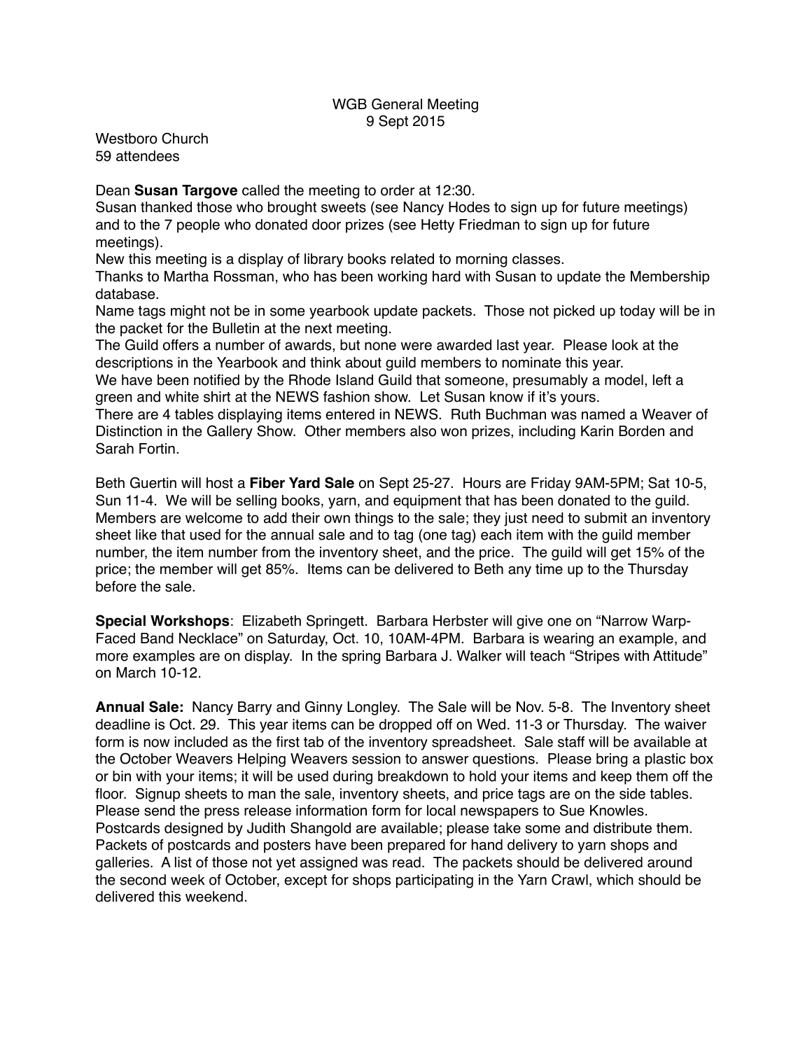WGB General Meeting
9 Sept 2015

Westboro Church
59 attendees

Dean **Susan Targove** called the meeting to order at 12:30.
Susan thanked those who brought sweets (see Nancy Hodes to sign up for future meetings) and to the 7 people who donated door prizes (see Hetty Friedman to sign up for future meetings).
New this meeting is a display of library books related to morning classes.
Thanks to Martha Rossman, who has been working hard with Susan to update the Membership database.
Name tags might not be in some yearbook update packets. Those not picked up today will be in the packet for the Bulletin at the next meeting.
The Guild offers a number of awards, but none were awarded last year. Please look at the descriptions in the Yearbook and think about guild members to nominate this year.
We have been notified by the Rhode Island Guild that someone, presumably a model, left a green and white shirt at the NEWS fashion show. Let Susan know if it's yours.
There are 4 tables displaying items entered in NEWS. Ruth Buchman was named a Weaver of Distinction in the Gallery Show. Other members also won prizes, including Karin Borden and Sarah Fortin.

Beth Guertin will host a **Fiber Yard Sale** on Sept 25-27. Hours are Friday 9AM-5PM; Sat 10-5, Sun 11-4. We will be selling books, yarn, and equipment that has been donated to the guild. Members are welcome to add their own things to the sale; they just need to submit an inventory sheet like that used for the annual sale and to tag (one tag) each item with the guild member number, the item number from the inventory sheet, and the price. The guild will get 15% of the price; the member will get 85%. Items can be delivered to Beth any time up to the Thursday before the sale.

**Special Workshops**: Elizabeth Springett. Barbara Herbster will give one on "Narrow Warp-Faced Band Necklace" on Saturday, Oct. 10, 10AM-4PM. Barbara is wearing an example, and more examples are on display. In the spring Barbara J. Walker will teach "Stripes with Attitude" on March 10-12.

**Annual Sale:** Nancy Barry and Ginny Longley. The Sale will be Nov. 5-8. The Inventory sheet deadline is Oct. 29. This year items can be dropped off on Wed. 11-3 or Thursday. The waiver form is now included as the first tab of the inventory spreadsheet. Sale staff will be available at the October Weavers Helping Weavers session to answer questions. Please bring a plastic box or bin with your items; it will be used during breakdown to hold your items and keep them off the floor. Signup sheets to man the sale, inventory sheets, and price tags are on the side tables. Please send the press release information form for local newspapers to Sue Knowles. Postcards designed by Judith Shangold are available; please take some and distribute them. Packets of postcards and posters have been prepared for hand delivery to yarn shops and galleries. A list of those not yet assigned was read. The packets should be delivered around the second week of October, except for shops participating in the Yarn Crawl, which should be delivered this weekend.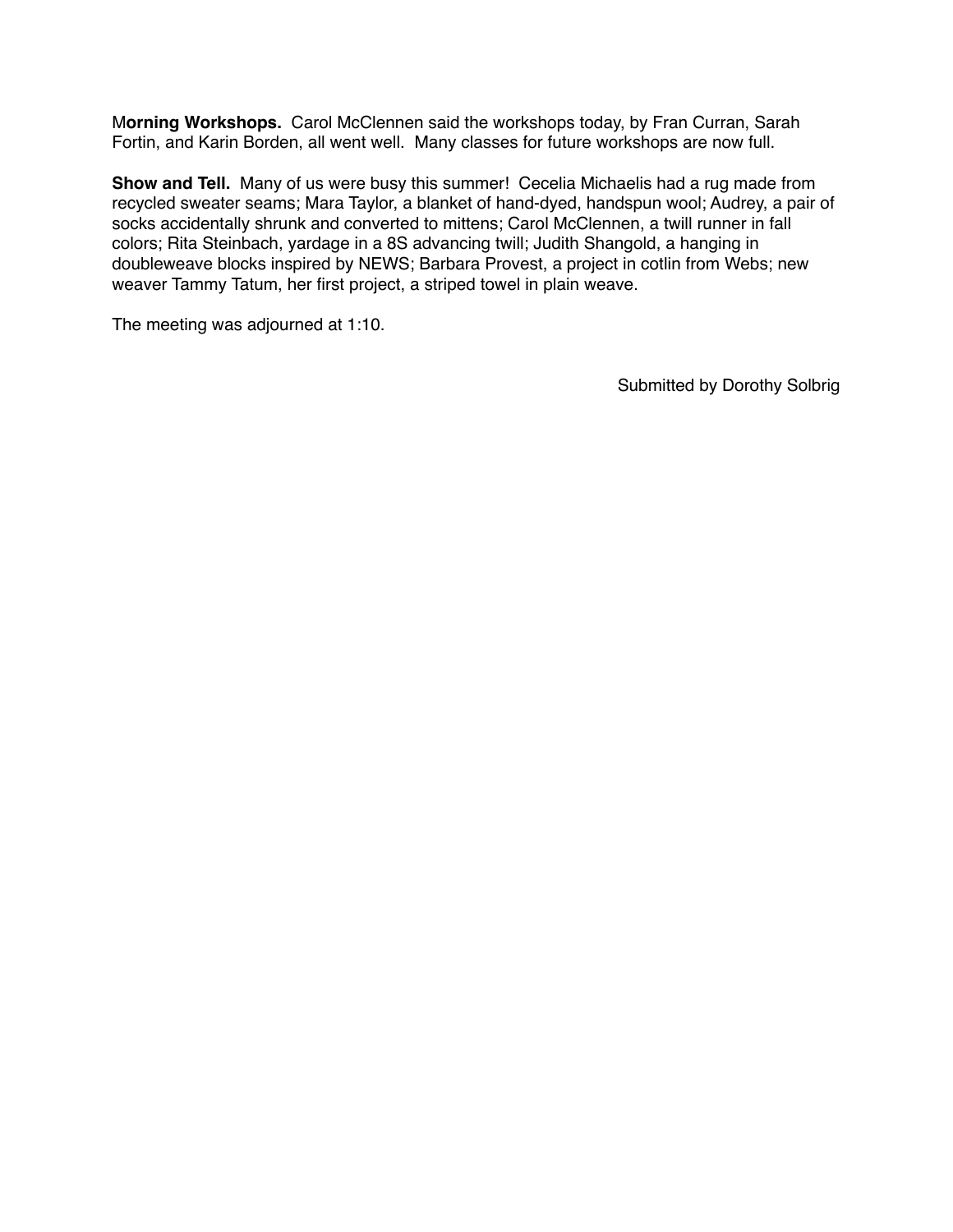M**orning Workshops.** Carol McClennen said the workshops today, by Fran Curran, Sarah Fortin, and Karin Borden, all went well. Many classes for future workshops are now full.

**Show and Tell.** Many of us were busy this summer! Cecelia Michaelis had a rug made from recycled sweater seams; Mara Taylor, a blanket of hand-dyed, handspun wool; Audrey, a pair of socks accidentally shrunk and converted to mittens; Carol McClennen, a twill runner in fall colors; Rita Steinbach, yardage in a 8S advancing twill; Judith Shangold, a hanging in doubleweave blocks inspired by NEWS; Barbara Provest, a project in cotlin from Webs; new weaver Tammy Tatum, her first project, a striped towel in plain weave.

The meeting was adjourned at 1:10.

Submitted by Dorothy Solbrig